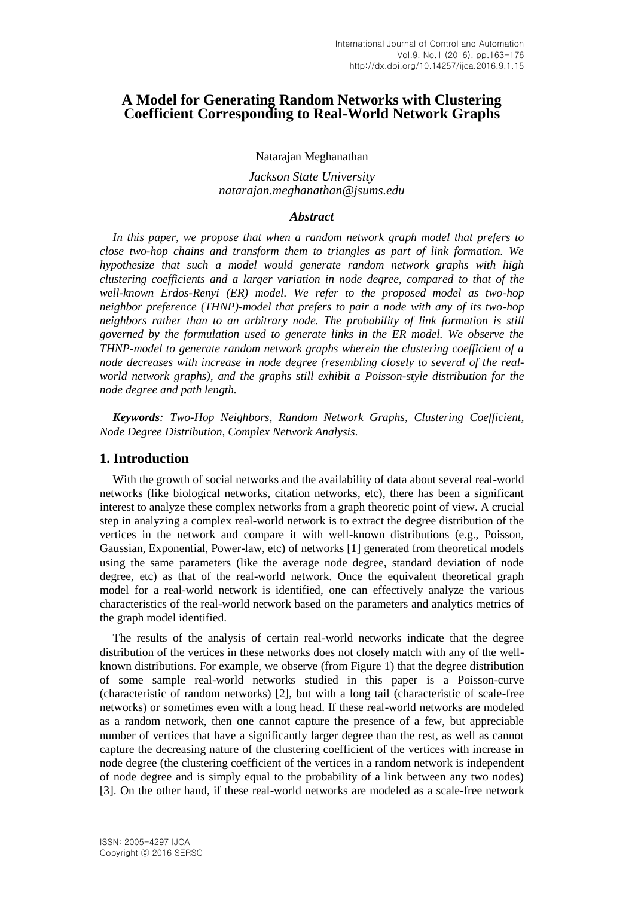# A Model for Generating Random Networks with Clustering Coefficient Corresponding to Real-World Network Graphs

Natarajan Meghanathan

*Jackson State University*
*natarajan.meghanathan@jsums.edu*

### *Abstract*

*In this paper, we propose that when a random network graph model that prefers to close two-hop chains and transform them to triangles as part of link formation. We hypothesize that such a model would generate random network graphs with high clustering coefficients and a larger variation in node degree, compared to that of the well-known Erdos-Renyi (ER) model. We refer to the proposed model as two-hop neighbor preference (THNP)-model that prefers to pair a node with any of its two-hop neighbors rather than to an arbitrary node. The probability of link formation is still governed by the formulation used to generate links in the ER model. We observe the THNP-model to generate random network graphs wherein the clustering coefficient of a node decreases with increase in node degree (resembling closely to several of the real-world network graphs), and the graphs still exhibit a Poisson-style distribution for the node degree and path length.*

***Keywords**: Two-Hop Neighbors, Random Network Graphs, Clustering Coefficient, Node Degree Distribution, Complex Network Analysis.*

## 1. Introduction

With the growth of social networks and the availability of data about several real-world networks (like biological networks, citation networks, etc), there has been a significant interest to analyze these complex networks from a graph theoretic point of view. A crucial step in analyzing a complex real-world network is to extract the degree distribution of the vertices in the network and compare it with well-known distributions (e.g., Poisson, Gaussian, Exponential, Power-law, etc) of networks [1] generated from theoretical models using the same parameters (like the average node degree, standard deviation of node degree, etc) as that of the real-world network. Once the equivalent theoretical graph model for a real-world network is identified, one can effectively analyze the various characteristics of the real-world network based on the parameters and analytics metrics of the graph model identified.

The results of the analysis of certain real-world networks indicate that the degree distribution of the vertices in these networks does not closely match with any of the well-known distributions. For example, we observe (from Figure 1) that the degree distribution of some sample real-world networks studied in this paper is a Poisson-curve (characteristic of random networks) [2], but with a long tail (characteristic of scale-free networks) or sometimes even with a long head. If these real-world networks are modeled as a random network, then one cannot capture the presence of a few, but appreciable number of vertices that have a significantly larger degree than the rest, as well as cannot capture the decreasing nature of the clustering coefficient of the vertices with increase in node degree (the clustering coefficient of the vertices in a random network is independent of node degree and is simply equal to the probability of a link between any two nodes) [3]. On the other hand, if these real-world networks are modeled as a scale-free network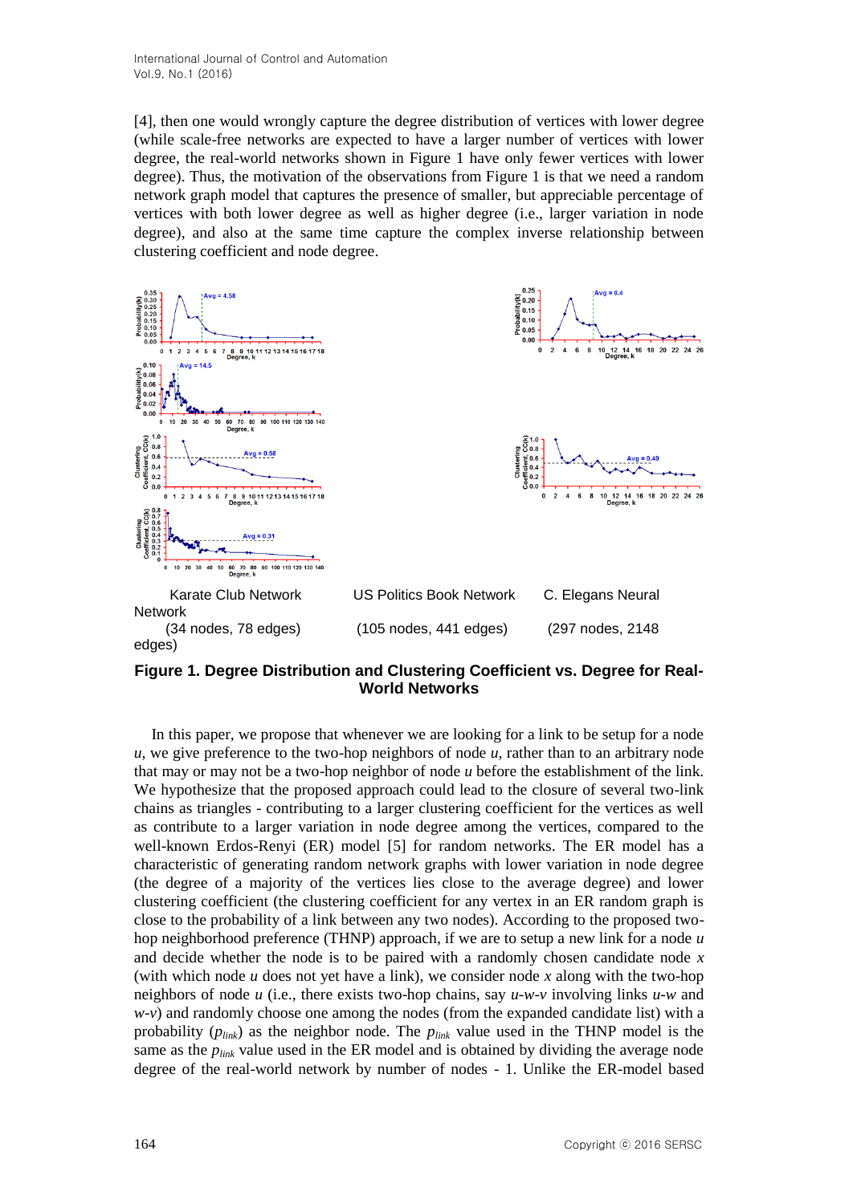[4], then one would wrongly capture the degree distribution of vertices with lower degree (while scale-free networks are expected to have a larger number of vertices with lower degree, the real-world networks shown in Figure 1 have only fewer vertices with lower degree). Thus, the motivation of the observations from Figure 1 is that we need a random network graph model that captures the presence of smaller, but appreciable percentage of vertices with both lower degree as well as higher degree (i.e., larger variation in node degree), and also at the same time capture the complex inverse relationship between clustering coefficient and node degree.

Karate Club Network (34 nodes, 78 edges) US Politics Book Network (105 nodes, 441 edges) C. Elegans Neural Network (297 nodes, 2148 edges)

**Figure 1. Degree Distribution and Clustering Coefficient vs. Degree for Real-World Networks**

In this paper, we propose that whenever we are looking for a link to be setup for a node *u*, we give preference to the two-hop neighbors of node *u*, rather than to an arbitrary node that may or may not be a two-hop neighbor of node *u* before the establishment of the link. We hypothesize that the proposed approach could lead to the closure of several two-link chains as triangles - contributing to a larger clustering coefficient for the vertices as well as contribute to a larger variation in node degree among the vertices, compared to the well-known Erdos-Renyi (ER) model [5] for random networks. The ER model has a characteristic of generating random network graphs with lower variation in node degree (the degree of a majority of the vertices lies close to the average degree) and lower clustering coefficient (the clustering coefficient for any vertex in an ER random graph is close to the probability of a link between any two nodes). According to the proposed two-hop neighborhood preference (THNP) approach, if we are to setup a new link for a node *u* and decide whether the node is to be paired with a randomly chosen candidate node *x* (with which node *u* does not yet have a link), we consider node *x* along with the two-hop neighbors of node *u* (i.e., there exists two-hop chains, say *u-w-v* involving links *u-w* and *w-v*) and randomly choose one among the nodes (from the expanded candidate list) with a probability ($p_{link}$) as the neighbor node. The $p_{link}$ value used in the THNP model is the same as the $p_{link}$ value used in the ER model and is obtained by dividing the average node degree of the real-world network by number of nodes - 1. Unlike the ER-model based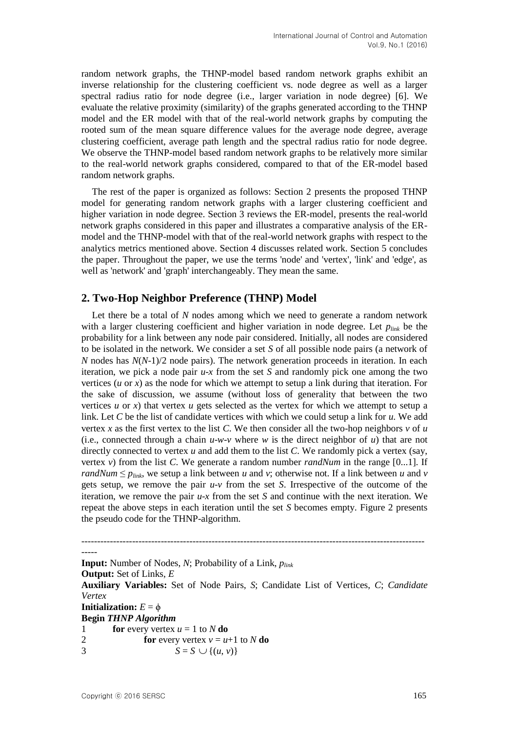random network graphs, the THNP-model based random network graphs exhibit an inverse relationship for the clustering coefficient vs. node degree as well as a larger spectral radius ratio for node degree (i.e., larger variation in node degree) [6]. We evaluate the relative proximity (similarity) of the graphs generated according to the THNP model and the ER model with that of the real-world network graphs by computing the rooted sum of the mean square difference values for the average node degree, average clustering coefficient, average path length and the spectral radius ratio for node degree. We observe the THNP-model based random network graphs to be relatively more similar to the real-world network graphs considered, compared to that of the ER-model based random network graphs.

The rest of the paper is organized as follows: Section 2 presents the proposed THNP model for generating random network graphs with a larger clustering coefficient and higher variation in node degree. Section 3 reviews the ER-model, presents the real-world network graphs considered in this paper and illustrates a comparative analysis of the ER-model and the THNP-model with that of the real-world network graphs with respect to the analytics metrics mentioned above. Section 4 discusses related work. Section 5 concludes the paper. Throughout the paper, we use the terms 'node' and 'vertex', 'link' and 'edge', as well as 'network' and 'graph' interchangeably. They mean the same.

## 2. Two-Hop Neighbor Preference (THNP) Model

Let there be a total of $N$ nodes among which we need to generate a random network with a larger clustering coefficient and higher variation in node degree. Let $p_{link}$ be the probability for a link between any node pair considered. Initially, all nodes are considered to be isolated in the network. We consider a set $S$ of all possible node pairs (a network of $N$ nodes has $N(N-1)/2$ node pairs). The network generation proceeds in iteration. In each iteration, we pick a node pair $u$-$x$ from the set $S$ and randomly pick one among the two vertices ($u$ or $x$) as the node for which we attempt to setup a link during that iteration. For the sake of discussion, we assume (without loss of generality that between the two vertices $u$ or $x$) that vertex $u$ gets selected as the vertex for which we attempt to setup a link. Let $C$ be the list of candidate vertices with which we could setup a link for $u$. We add vertex $x$ as the first vertex to the list $C$. We then consider all the two-hop neighbors $v$ of $u$ (i.e., connected through a chain $u$-$w$-$v$ where $w$ is the direct neighbor of $u$) that are not directly connected to vertex $u$ and add them to the list $C$. We randomly pick a vertex (say, vertex $v$) from the list $C$. We generate a random number *randNum* in the range [0...1]. If *randNum* $\leq p_{link}$, we setup a link between $u$ and $v$; otherwise not. If a link between $u$ and $v$ gets setup, we remove the pair $u$-$v$ from the set $S$. Irrespective of the outcome of the iteration, we remove the pair $u$-$x$ from the set $S$ and continue with the next iteration. We repeat the above steps in each iteration until the set $S$ becomes empty. Figure 2 presents the pseudo code for the THNP-algorithm.

---

**Input:** Number of Nodes, $N$; Probability of a Link, $p_{link}$

**Output:** Set of Links, $E$

**Auxiliary Variables:** Set of Node Pairs, $S$; Candidate List of Vertices, $C$; *Candidate Vertex*

**Initialization:** $E = \phi$

**Begin *THNP Algorithm***

1 **for** every vertex $u$ = 1 to $N$ **do**

2 **for** every vertex $v$ = $u$+1 to $N$ **do**

3 $S = S \cup \{(u, v)\}$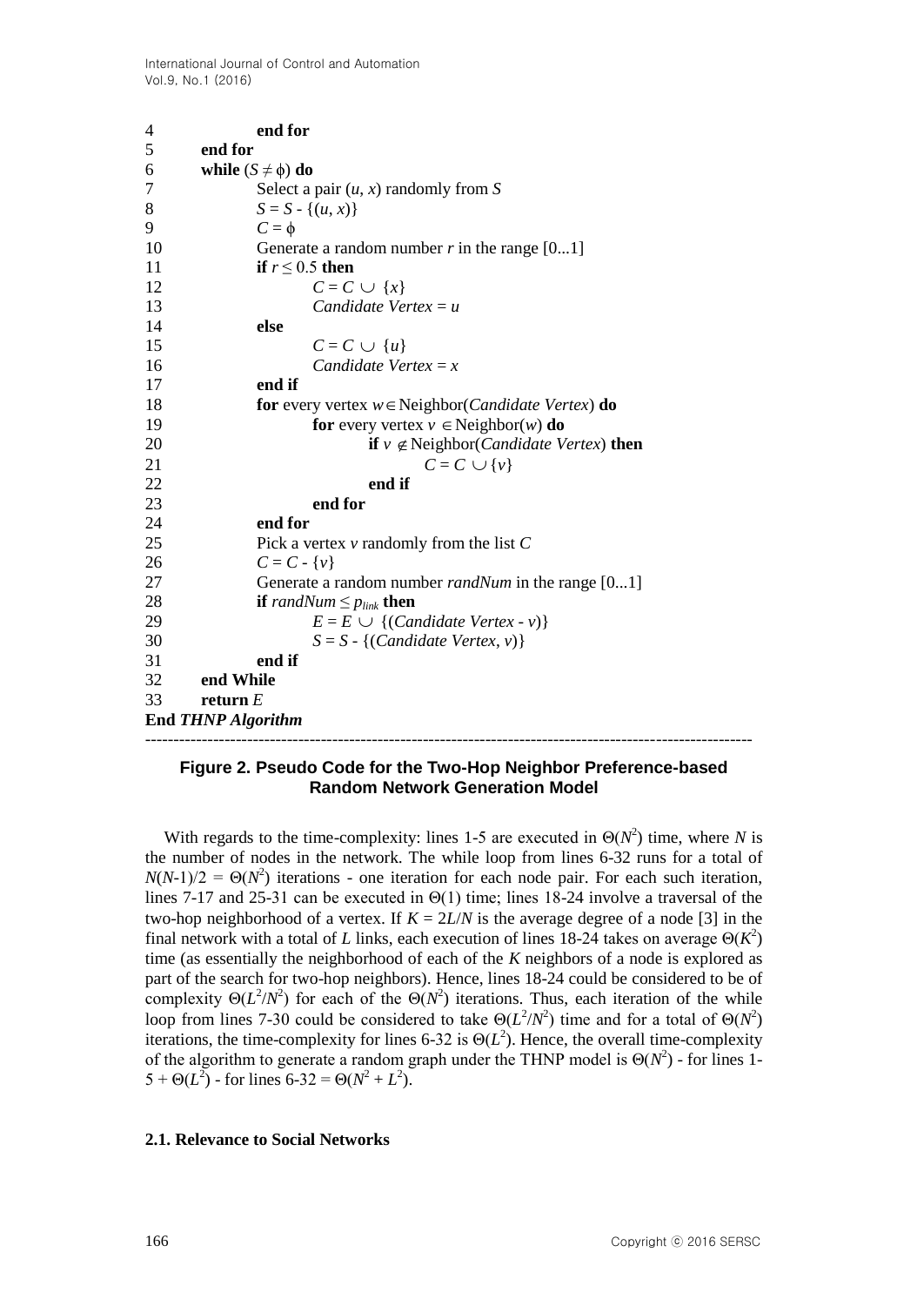```
4           end for
5     end for
6     while (S ≠ ϕ) do
7           Select a pair (u, x) randomly from S
8           S = S - {(u, x)}
9           C = ϕ
10          Generate a random number r in the range [0...1]
11          if r ≤ 0.5 then
12                C = C ∪ {x}
13                Candidate Vertex = u
14          else
15                C = C ∪ {u}
16                Candidate Vertex = x
17          end if
18          for every vertex w ∈ Neighbor(Candidate Vertex) do
19                for every vertex v ∈ Neighbor(w) do
20                      if v ∉ Neighbor(Candidate Vertex) then
21                            C = C ∪ {v}
22                      end if
23                end for
24          end for
25          Pick a vertex v randomly from the list C
26          C = C - {v}
27          Generate a random number randNum in the range [0...1]
28          if randNum ≤ p_link then
29                E = E ∪ {(Candidate Vertex - v)}
30                S = S - {(Candidate Vertex, v)}
31          end if
32    end While
33    return E
End THNP Algorithm
```

**Figure 2. Pseudo Code for the Two-Hop Neighbor Preference-based Random Network Generation Model**

With regards to the time-complexity: lines 1-5 are executed in $\Theta(N^2)$ time, where $N$ is the number of nodes in the network. The while loop from lines 6-32 runs for a total of $N(N-1)/2 = \Theta(N^2)$ iterations - one iteration for each node pair. For each such iteration, lines 7-17 and 25-31 can be executed in $\Theta(1)$ time; lines 18-24 involve a traversal of the two-hop neighborhood of a vertex. If $K = 2L/N$ is the average degree of a node [3] in the final network with a total of $L$ links, each execution of lines 18-24 takes on average $\Theta(K^2)$ time (as essentially the neighborhood of each of the $K$ neighbors of a node is explored as part of the search for two-hop neighbors). Hence, lines 18-24 could be considered to be of complexity $\Theta(L^2/N^2)$ for each of the $\Theta(N^2)$ iterations. Thus, each iteration of the while loop from lines 7-30 could be considered to take $\Theta(L^2/N^2)$ time and for a total of $\Theta(N^2)$ iterations, the time-complexity for lines 6-32 is $\Theta(L^2)$. Hence, the overall time-complexity of the algorithm to generate a random graph under the THNP model is $\Theta(N^2)$ - for lines 1-5 + $\Theta(L^2)$ - for lines 6-32 = $\Theta(N^2 + L^2)$.

### 2.1. Relevance to Social Networks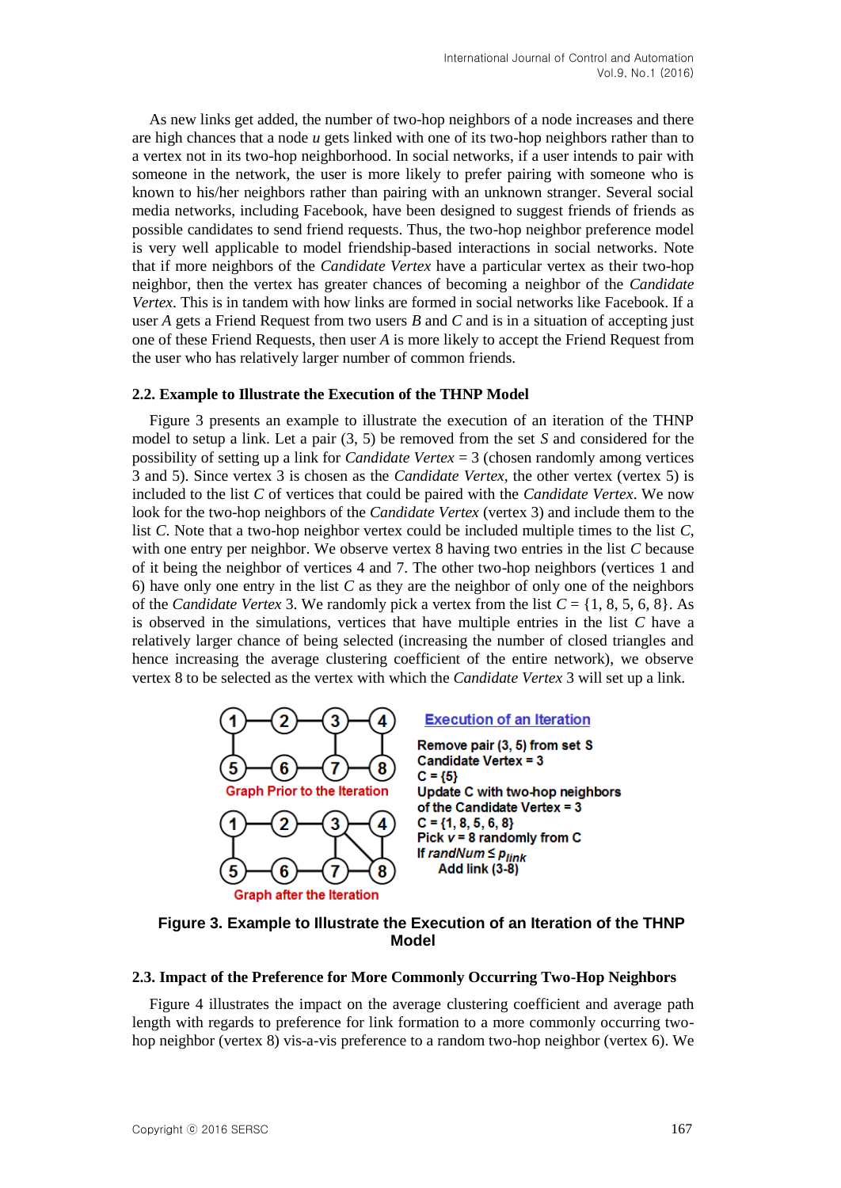As new links get added, the number of two-hop neighbors of a node increases and there are high chances that a node *u* gets linked with one of its two-hop neighbors rather than to a vertex not in its two-hop neighborhood. In social networks, if a user intends to pair with someone in the network, the user is more likely to prefer pairing with someone who is known to his/her neighbors rather than pairing with an unknown stranger. Several social media networks, including Facebook, have been designed to suggest friends of friends as possible candidates to send friend requests. Thus, the two-hop neighbor preference model is very well applicable to model friendship-based interactions in social networks. Note that if more neighbors of the *Candidate Vertex* have a particular vertex as their two-hop neighbor, then the vertex has greater chances of becoming a neighbor of the *Candidate Vertex*. This is in tandem with how links are formed in social networks like Facebook. If a user *A* gets a Friend Request from two users *B* and *C* and is in a situation of accepting just one of these Friend Requests, then user *A* is more likely to accept the Friend Request from the user who has relatively larger number of common friends.

### 2.2. Example to Illustrate the Execution of the THNP Model

Figure 3 presents an example to illustrate the execution of an iteration of the THNP model to setup a link. Let a pair (3, 5) be removed from the set *S* and considered for the possibility of setting up a link for *Candidate Vertex* = 3 (chosen randomly among vertices 3 and 5). Since vertex 3 is chosen as the *Candidate Vertex*, the other vertex (vertex 5) is included to the list *C* of vertices that could be paired with the *Candidate Vertex*. We now look for the two-hop neighbors of the *Candidate Vertex* (vertex 3) and include them to the list *C*. Note that a two-hop neighbor vertex could be included multiple times to the list *C*, with one entry per neighbor. We observe vertex 8 having two entries in the list *C* because of it being the neighbor of vertices 4 and 7. The other two-hop neighbors (vertices 1 and 6) have only one entry in the list *C* as they are the neighbor of only one of the neighbors of the *Candidate Vertex* 3. We randomly pick a vertex from the list *C* = {1, 8, 5, 6, 8}. As is observed in the simulations, vertices that have multiple entries in the list *C* have a relatively larger chance of being selected (increasing the number of closed triangles and hence increasing the average clustering coefficient of the entire network), we observe vertex 8 to be selected as the vertex with which the *Candidate Vertex* 3 will set up a link.

**Figure 3. Example to Illustrate the Execution of an Iteration of the THNP Model**

### 2.3. Impact of the Preference for More Commonly Occurring Two-Hop Neighbors

Figure 4 illustrates the impact on the average clustering coefficient and average path length with regards to preference for link formation to a more commonly occurring two-hop neighbor (vertex 8) vis-a-vis preference to a random two-hop neighbor (vertex 6). We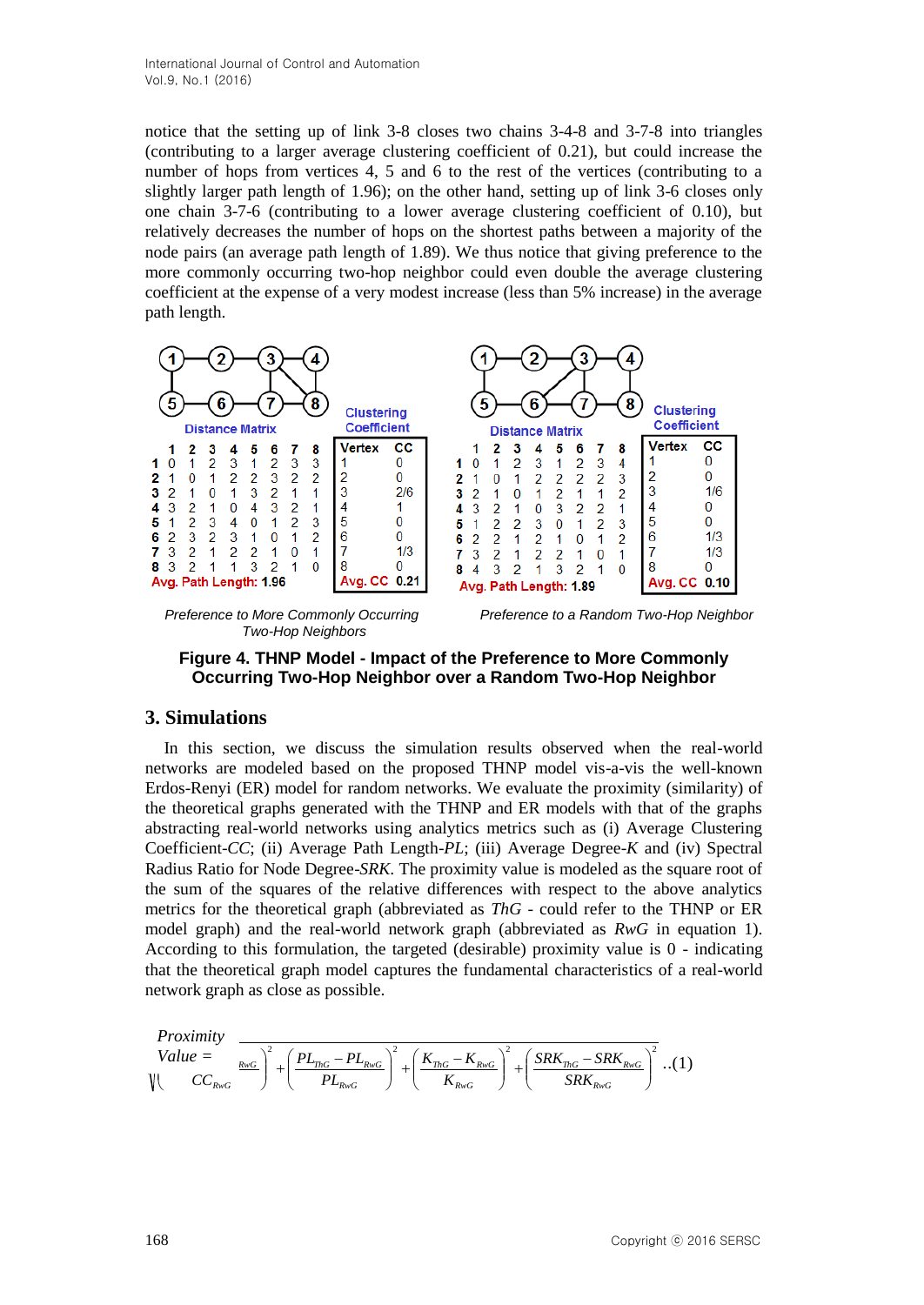notice that the setting up of link 3-8 closes two chains 3-4-8 and 3-7-8 into triangles (contributing to a larger average clustering coefficient of 0.21), but could increase the number of hops from vertices 4, 5 and 6 to the rest of the vertices (contributing to a slightly larger path length of 1.96); on the other hand, setting up of link 3-6 closes only one chain 3-7-6 (contributing to a lower average clustering coefficient of 0.10), but relatively decreases the number of hops on the shortest paths between a majority of the node pairs (an average path length of 1.89). We thus notice that giving preference to the more commonly occurring two-hop neighbor could even double the average clustering coefficient at the expense of a very modest increase (less than 5% increase) in the average path length.

**Preference to More Commonly Occurring Two-Hop Neighbors**

Distance Matrix

|   | 1 | 2 | 3 | 4 | 5 | 6 | 7 | 8 |
|---|---|---|---|---|---|---|---|---|
| **1** | 0 | 1 | 2 | 3 | 1 | 2 | 3 | 3 |
| **2** | 1 | 0 | 1 | 2 | 2 | 3 | 2 | 2 |
| **3** | 2 | 1 | 0 | 1 | 3 | 2 | 1 | 1 |
| **4** | 3 | 2 | 1 | 0 | 4 | 3 | 2 | 1 |
| **5** | 1 | 2 | 3 | 4 | 0 | 1 | 2 | 3 |
| **6** | 2 | 3 | 2 | 3 | 1 | 0 | 1 | 2 |
| **7** | 3 | 2 | 1 | 2 | 2 | 1 | 0 | 1 |
| **8** | 3 | 2 | 1 | 1 | 3 | 2 | 1 | 0 |

Avg. Path Length: 1.96

Clustering Coefficient

| Vertex | CC |
|---|---|
| 1 | 0 |
| 2 | 0 |
| 3 | 2/6 |
| 4 | 1 |
| 5 | 0 |
| 6 | 0 |
| 7 | 1/3 |
| 8 | 0 |
| Avg. CC | 0.21 |

**Preference to a Random Two-Hop Neighbor**

Distance Matrix

|   | 1 | 2 | 3 | 4 | 5 | 6 | 7 | 8 |
|---|---|---|---|---|---|---|---|---|
| **1** | 0 | 1 | 2 | 3 | 1 | 2 | 3 | 4 |
| **2** | 1 | 0 | 1 | 2 | 2 | 2 | 2 | 3 |
| **3** | 2 | 1 | 0 | 1 | 2 | 1 | 1 | 2 |
| **4** | 3 | 2 | 1 | 0 | 3 | 2 | 2 | 1 |
| **5** | 1 | 2 | 2 | 3 | 0 | 1 | 2 | 3 |
| **6** | 2 | 2 | 1 | 2 | 1 | 0 | 1 | 2 |
| **7** | 3 | 2 | 1 | 2 | 2 | 1 | 0 | 1 |
| **8** | 4 | 3 | 2 | 1 | 3 | 2 | 1 | 0 |

Avg. Path Length: 1.89

Clustering Coefficient

| Vertex | CC |
|---|---|
| 1 | 0 |
| 2 | 0 |
| 3 | 1/6 |
| 4 | 0 |
| 5 | 0 |
| 6 | 1/3 |
| 7 | 1/3 |
| 8 | 0 |
| Avg. CC | 0.10 |

**Figure 4. THNP Model - Impact of the Preference to More Commonly Occurring Two-Hop Neighbor over a Random Two-Hop Neighbor**

## 3. Simulations

In this section, we discuss the simulation results observed when the real-world networks are modeled based on the proposed THNP model vis-a-vis the well-known Erdos-Renyi (ER) model for random networks. We evaluate the proximity (similarity) of the theoretical graphs generated with the THNP and ER models with that of the graphs abstracting real-world networks using analytics metrics such as (i) Average Clustering Coefficient-*CC*; (ii) Average Path Length-*PL*; (iii) Average Degree-*K* and (iv) Spectral Radius Ratio for Node Degree-*SRK*. The proximity value is modeled as the square root of the sum of the squares of the relative differences with respect to the above analytics metrics for the theoretical graph (abbreviated as *ThG* - could refer to the THNP or ER model graph) and the real-world network graph (abbreviated as *RwG* in equation 1). According to this formulation, the targeted (desirable) proximity value is 0 - indicating that the theoretical graph model captures the fundamental characteristics of a real-world network graph as close as possible.

$$Proximity\ Value = \sqrt{\left(\frac{CC_{ThG} - CC_{RwG}}{CC_{RwG}}\right)^2 + \left(\frac{PL_{ThG} - PL_{RwG}}{PL_{RwG}}\right)^2 + \left(\frac{K_{ThG} - K_{RwG}}{K_{RwG}}\right)^2 + \left(\frac{SRK_{ThG} - SRK_{RwG}}{SRK_{RwG}}\right)^2} \quad ..(1)$$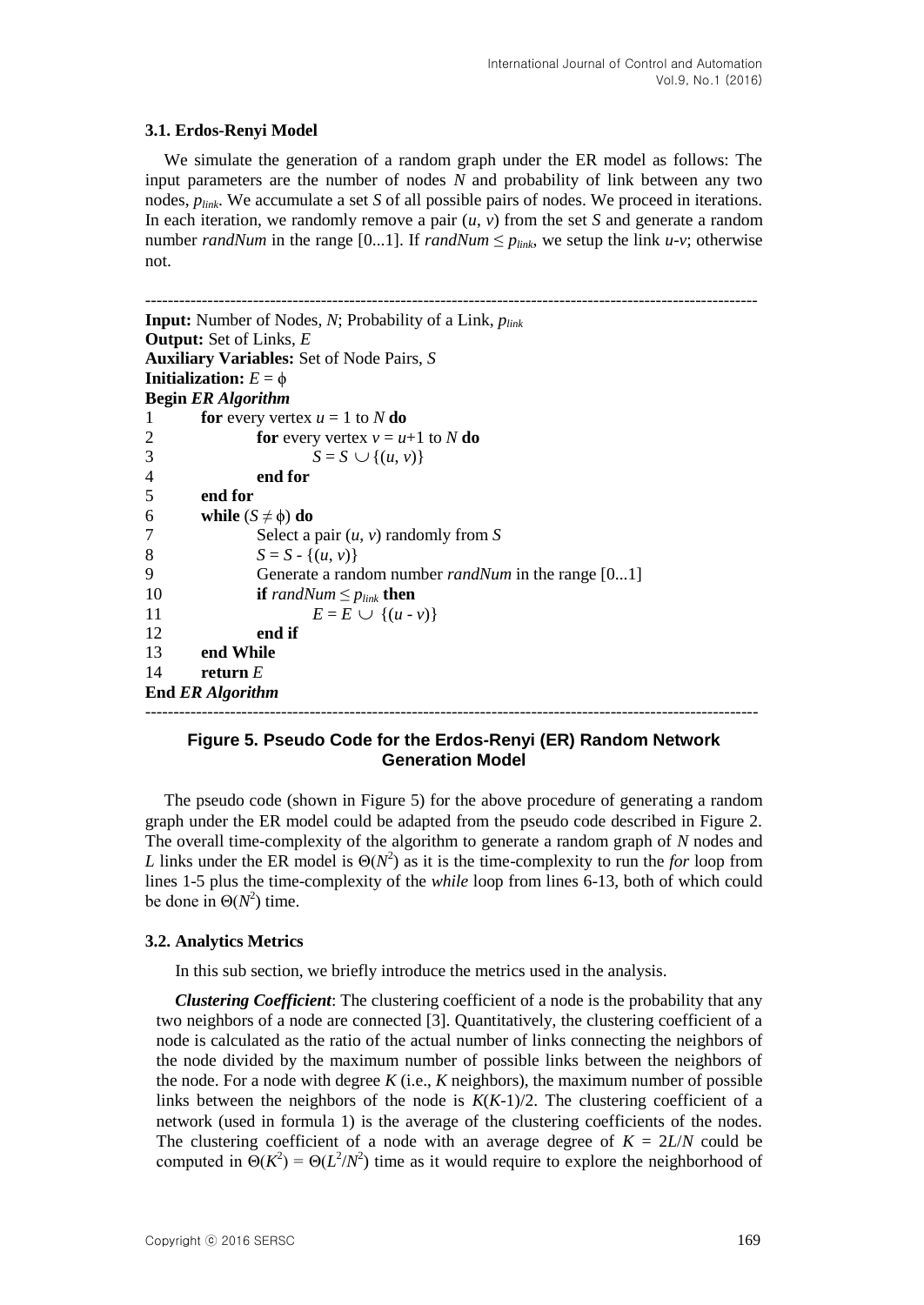### 3.1. Erdos-Renyi Model

We simulate the generation of a random graph under the ER model as follows: The input parameters are the number of nodes $N$ and probability of link between any two nodes, $p_{link}$. We accumulate a set $S$ of all possible pairs of nodes. We proceed in iterations. In each iteration, we randomly remove a pair ($u$, $v$) from the set $S$ and generate a random number *randNum* in the range [0...1]. If $randNum \leq p_{link}$, we setup the link $u$-$v$; otherwise not.

```
------------------------------------------------------------------------------------------------
Input: Number of Nodes, N; Probability of a Link, p_link
Output: Set of Links, E
Auxiliary Variables: Set of Node Pairs, S
Initialization: E = φ
Begin ER Algorithm
1     for every vertex u = 1 to N do
2          for every vertex v = u+1 to N do
3               S = S ∪ {(u, v)}
4          end for
5     end for
6     while (S ≠ φ) do
7          Select a pair (u, v) randomly from S
8          S = S - {(u, v)}
9          Generate a random number randNum in the range [0...1]
10         if randNum ≤ p_link then
11              E = E ∪ {(u - v)}
12         end if
13    end While
14    return E
End ER Algorithm
------------------------------------------------------------------------------------------------
```

**Figure 5. Pseudo Code for the Erdos-Renyi (ER) Random Network Generation Model**

The pseudo code (shown in Figure 5) for the above procedure of generating a random graph under the ER model could be adapted from the pseudo code described in Figure 2. The overall time-complexity of the algorithm to generate a random graph of $N$ nodes and $L$ links under the ER model is $\Theta(N^2)$ as it is the time-complexity to run the *for* loop from lines 1-5 plus the time-complexity of the *while* loop from lines 6-13, both of which could be done in $\Theta(N^2)$ time.

### 3.2. Analytics Metrics

In this sub section, we briefly introduce the metrics used in the analysis.

***Clustering Coefficient***: The clustering coefficient of a node is the probability that any two neighbors of a node are connected [3]. Quantitatively, the clustering coefficient of a node is calculated as the ratio of the actual number of links connecting the neighbors of the node divided by the maximum number of possible links between the neighbors of the node. For a node with degree $K$ (i.e., $K$ neighbors), the maximum number of possible links between the neighbors of the node is $K(K-1)/2$. The clustering coefficient of a network (used in formula 1) is the average of the clustering coefficients of the nodes. The clustering coefficient of a node with an average degree of $K = 2L/N$ could be computed in $\Theta(K^2) = \Theta(L^2/N^2)$ time as it would require to explore the neighborhood of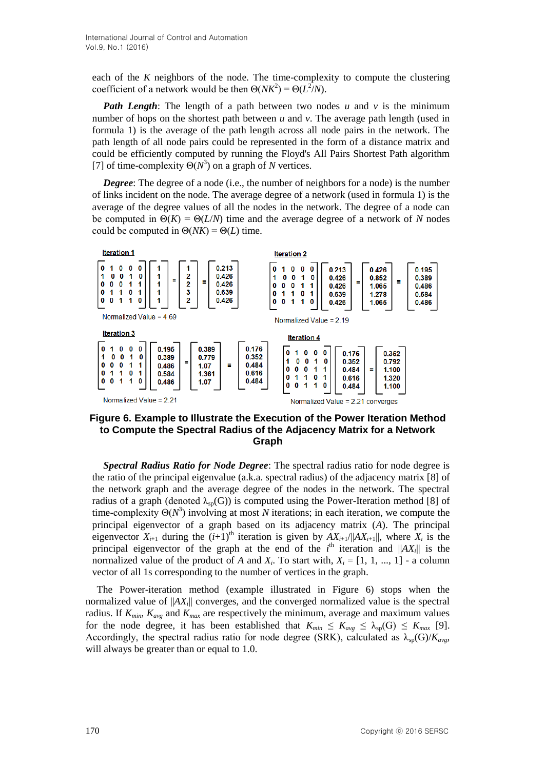each of the $K$ neighbors of the node. The time-complexity to compute the clustering coefficient of a network would be then $\Theta(NK^2) = \Theta(L^2/N)$.

***Path Length***: The length of a path between two nodes $u$ and $v$ is the minimum number of hops on the shortest path between $u$ and $v$. The average path length (used in formula 1) is the average of the path length across all node pairs in the network. The path length of all node pairs could be represented in the form of a distance matrix and could be efficiently computed by running the Floyd's All Pairs Shortest Path algorithm [7] of time-complexity $\Theta(N^3)$ on a graph of $N$ vertices.

***Degree***: The degree of a node (i.e., the number of neighbors for a node) is the number of links incident on the node. The average degree of a network (used in formula 1) is the average of the degree values of all the nodes in the network. The degree of a node can be computed in $\Theta(K) = \Theta(L/N)$ time and the average degree of a network of $N$ nodes could be computed in $\Theta(NK) = \Theta(L)$ time.

Iteration 1

$$\begin{bmatrix} 0 & 1 & 0 & 0 & 0 \\ 1 & 0 & 0 & 1 & 0 \\ 0 & 0 & 0 & 1 & 1 \\ 0 & 1 & 1 & 0 & 1 \\ 0 & 0 & 1 & 1 & 0 \end{bmatrix} \begin{bmatrix} 1 \\ 1 \\ 1 \\ 1 \\ 1 \end{bmatrix} = \begin{bmatrix} 1 \\ 2 \\ 2 \\ 3 \\ 2 \end{bmatrix} \equiv \begin{bmatrix} 0.213 \\ 0.426 \\ 0.426 \\ 0.639 \\ 0.426 \end{bmatrix}$$

Normalized Value = 4.69

Iteration 2

$$\begin{bmatrix} 0 & 1 & 0 & 0 & 0 \\ 1 & 0 & 0 & 1 & 0 \\ 0 & 0 & 0 & 1 & 1 \\ 0 & 1 & 1 & 0 & 1 \\ 0 & 0 & 1 & 1 & 0 \end{bmatrix} \begin{bmatrix} 0.213 \\ 0.426 \\ 0.426 \\ 0.639 \\ 0.426 \end{bmatrix} = \begin{bmatrix} 0.426 \\ 0.852 \\ 1.065 \\ 1.278 \\ 1.065 \end{bmatrix} \equiv \begin{bmatrix} 0.195 \\ 0.389 \\ 0.486 \\ 0.584 \\ 0.486 \end{bmatrix}$$

Normalized Value = 2.19

Iteration 3

$$\begin{bmatrix} 0 & 1 & 0 & 0 & 0 \\ 1 & 0 & 0 & 1 & 0 \\ 0 & 0 & 0 & 1 & 1 \\ 0 & 1 & 1 & 0 & 1 \\ 0 & 0 & 1 & 1 & 0 \end{bmatrix} \begin{bmatrix} 0.195 \\ 0.389 \\ 0.486 \\ 0.584 \\ 0.486 \end{bmatrix} = \begin{bmatrix} 0.389 \\ 0.779 \\ 1.07 \\ 1.361 \\ 1.07 \end{bmatrix} \equiv \begin{bmatrix} 0.176 \\ 0.352 \\ 0.484 \\ 0.616 \\ 0.484 \end{bmatrix}$$

Normalized Value = 2.21

Iteration 4

$$\begin{bmatrix} 0 & 1 & 0 & 0 & 0 \\ 1 & 0 & 0 & 1 & 0 \\ 0 & 0 & 0 & 1 & 1 \\ 0 & 1 & 1 & 0 & 1 \\ 0 & 0 & 1 & 1 & 0 \end{bmatrix} \begin{bmatrix} 0.176 \\ 0.352 \\ 0.484 \\ 0.616 \\ 0.484 \end{bmatrix} = \begin{bmatrix} 0.352 \\ 0.792 \\ 1.100 \\ 1.320 \\ 1.100 \end{bmatrix}$$

Normalized Value = 2.21 converges

**Figure 6. Example to Illustrate the Execution of the Power Iteration Method to Compute the Spectral Radius of the Adjacency Matrix for a Network Graph**

***Spectral Radius Ratio for Node Degree***: The spectral radius ratio for node degree is the ratio of the principal eigenvalue (a.k.a. spectral radius) of the adjacency matrix [8] of the network graph and the average degree of the nodes in the network. The spectral radius of a graph (denoted $\lambda_{sp}(G)$) is computed using the Power-Iteration method [8] of time-complexity $\Theta(N^3)$ involving at most $N$ iterations; in each iteration, we compute the principal eigenvector of a graph based on its adjacency matrix ($A$). The principal eigenvector $X_{i+1}$ during the $(i+1)^{th}$ iteration is given by $AX_{i+1}/\|AX_{i+1}\|$, where $X_i$ is the principal eigenvector of the graph at the end of the $i^{th}$ iteration and $\|AX_i\|$ is the normalized value of the product of $A$ and $X_i$. To start with, $X_i = [1, 1, ..., 1]$ - a column vector of all 1s corresponding to the number of vertices in the graph.

The Power-iteration method (example illustrated in Figure 6) stops when the normalized value of $\|AX_i\|$ converges, and the converged normalized value is the spectral radius. If $K_{min}$, $K_{avg}$ and $K_{max}$ are respectively the minimum, average and maximum values for the node degree, it has been established that $K_{min} \leq K_{avg} \leq \lambda_{sp}(G) \leq K_{max}$ [9]. Accordingly, the spectral radius ratio for node degree (SRK), calculated as $\lambda_{sp}(G)/K_{avg}$, will always be greater than or equal to 1.0.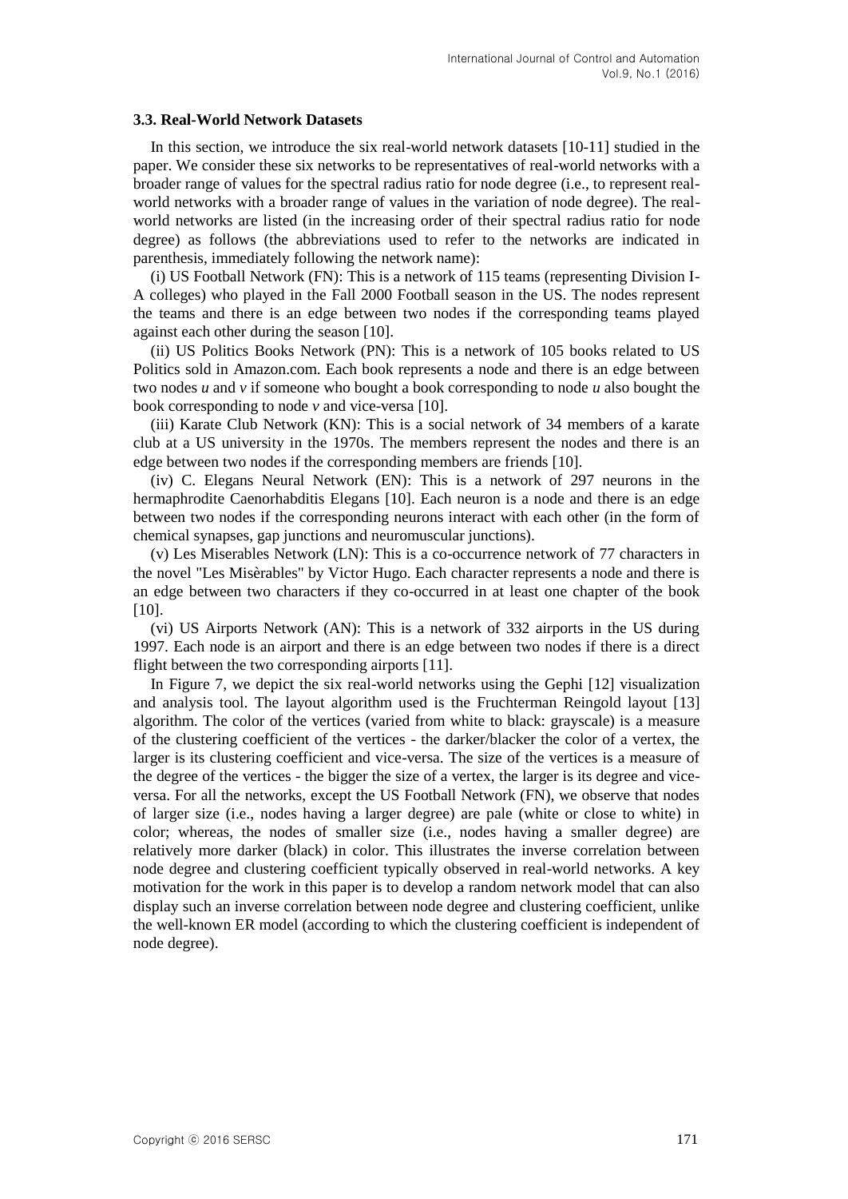### 3.3. Real-World Network Datasets

In this section, we introduce the six real-world network datasets [10-11] studied in the paper. We consider these six networks to be representatives of real-world networks with a broader range of values for the spectral radius ratio for node degree (i.e., to represent real-world networks with a broader range of values in the variation of node degree). The real-world networks are listed (in the increasing order of their spectral radius ratio for node degree) as follows (the abbreviations used to refer to the networks are indicated in parenthesis, immediately following the network name):

(i) US Football Network (FN): This is a network of 115 teams (representing Division I-A colleges) who played in the Fall 2000 Football season in the US. The nodes represent the teams and there is an edge between two nodes if the corresponding teams played against each other during the season [10].

(ii) US Politics Books Network (PN): This is a network of 105 books related to US Politics sold in Amazon.com. Each book represents a node and there is an edge between two nodes *u* and *v* if someone who bought a book corresponding to node *u* also bought the book corresponding to node *v* and vice-versa [10].

(iii) Karate Club Network (KN): This is a social network of 34 members of a karate club at a US university in the 1970s. The members represent the nodes and there is an edge between two nodes if the corresponding members are friends [10].

(iv) C. Elegans Neural Network (EN): This is a network of 297 neurons in the hermaphrodite Caenorhabditis Elegans [10]. Each neuron is a node and there is an edge between two nodes if the corresponding neurons interact with each other (in the form of chemical synapses, gap junctions and neuromuscular junctions).

(v) Les Miserables Network (LN): This is a co-occurrence network of 77 characters in the novel "Les Misèrables" by Victor Hugo. Each character represents a node and there is an edge between two characters if they co-occurred in at least one chapter of the book [10].

(vi) US Airports Network (AN): This is a network of 332 airports in the US during 1997. Each node is an airport and there is an edge between two nodes if there is a direct flight between the two corresponding airports [11].

In Figure 7, we depict the six real-world networks using the Gephi [12] visualization and analysis tool. The layout algorithm used is the Fruchterman Reingold layout [13] algorithm. The color of the vertices (varied from white to black: grayscale) is a measure of the clustering coefficient of the vertices - the darker/blacker the color of a vertex, the larger is its clustering coefficient and vice-versa. The size of the vertices is a measure of the degree of the vertices - the bigger the size of a vertex, the larger is its degree and vice-versa. For all the networks, except the US Football Network (FN), we observe that nodes of larger size (i.e., nodes having a larger degree) are pale (white or close to white) in color; whereas, the nodes of smaller size (i.e., nodes having a smaller degree) are relatively more darker (black) in color. This illustrates the inverse correlation between node degree and clustering coefficient typically observed in real-world networks. A key motivation for the work in this paper is to develop a random network model that can also display such an inverse correlation between node degree and clustering coefficient, unlike the well-known ER model (according to which the clustering coefficient is independent of node degree).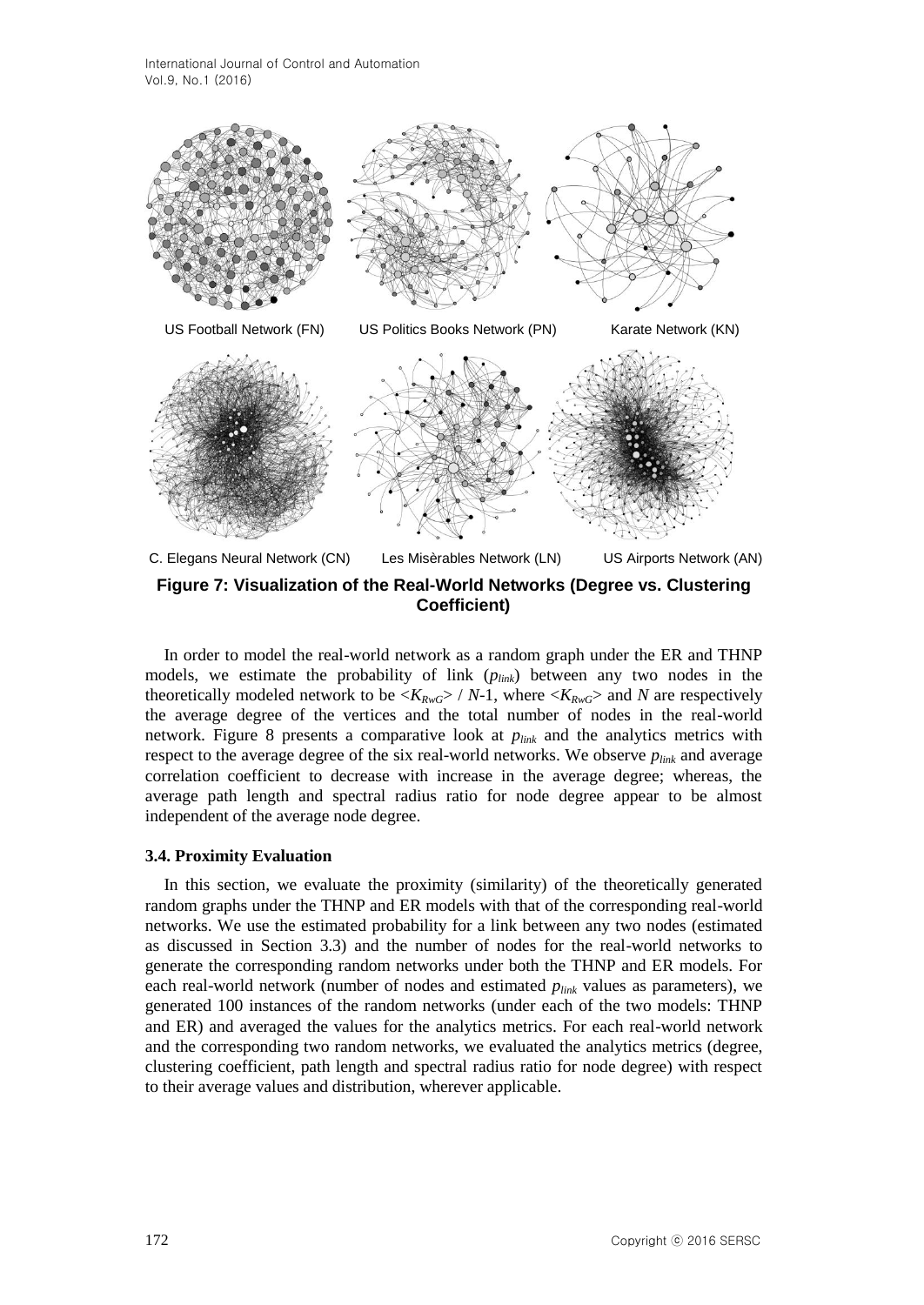US Football Network (FN) US Politics Books Network (PN) Karate Network (KN)

C. Elegans Neural Network (CN) Les Misèrables Network (LN) US Airports Network (AN)

**Figure 7: Visualization of the Real-World Networks (Degree vs. Clustering Coefficient)**

In order to model the real-world network as a random graph under the ER and THNP models, we estimate the probability of link ($p_{link}$) between any two nodes in the theoretically modeled network to be $<K_{RwG}>$ / $N$-1, where $<K_{RwG}>$ and $N$ are respectively the average degree of the vertices and the total number of nodes in the real-world network. Figure 8 presents a comparative look at $p_{link}$ and the analytics metrics with respect to the average degree of the six real-world networks. We observe $p_{link}$ and average correlation coefficient to decrease with increase in the average degree; whereas, the average path length and spectral radius ratio for node degree appear to be almost independent of the average node degree.

### 3.4. Proximity Evaluation

In this section, we evaluate the proximity (similarity) of the theoretically generated random graphs under the THNP and ER models with that of the corresponding real-world networks. We use the estimated probability for a link between any two nodes (estimated as discussed in Section 3.3) and the number of nodes for the real-world networks to generate the corresponding random networks under both the THNP and ER models. For each real-world network (number of nodes and estimated $p_{link}$ values as parameters), we generated 100 instances of the random networks (under each of the two models: THNP and ER) and averaged the values for the analytics metrics. For each real-world network and the corresponding two random networks, we evaluated the analytics metrics (degree, clustering coefficient, path length and spectral radius ratio for node degree) with respect to their average values and distribution, wherever applicable.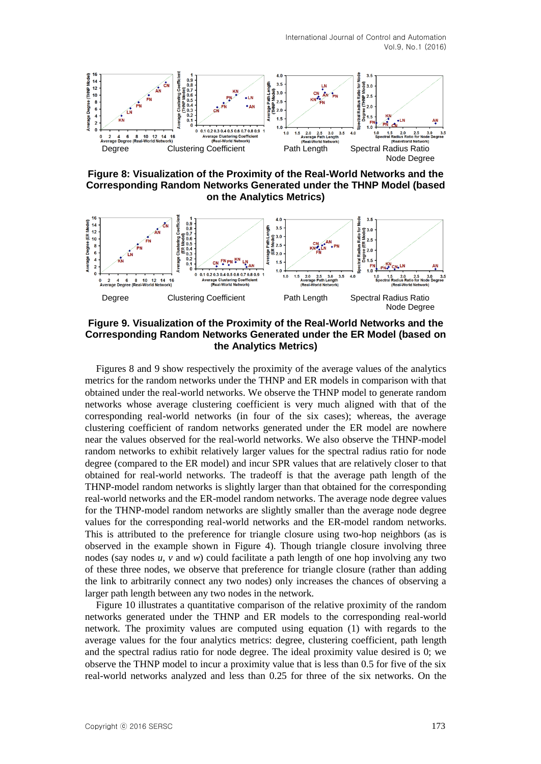Degree Clustering Coefficient Path Length Spectral Radius Ratio Node Degree

**Figure 8: Visualization of the Proximity of the Real-World Networks and the Corresponding Random Networks Generated under the THNP Model (based on the Analytics Metrics)**

Degree Clustering Coefficient Path Length Spectral Radius Ratio Node Degree

**Figure 9. Visualization of the Proximity of the Real-World Networks and the Corresponding Random Networks Generated under the ER Model (based on the Analytics Metrics)**

Figures 8 and 9 show respectively the proximity of the average values of the analytics metrics for the random networks under the THNP and ER models in comparison with that obtained under the real-world networks. We observe the THNP model to generate random networks whose average clustering coefficient is very much aligned with that of the corresponding real-world networks (in four of the six cases); whereas, the average clustering coefficient of random networks generated under the ER model are nowhere near the values observed for the real-world networks. We also observe the THNP-model random networks to exhibit relatively larger values for the spectral radius ratio for node degree (compared to the ER model) and incur SPR values that are relatively closer to that obtained for real-world networks. The tradeoff is that the average path length of the THNP-model random networks is slightly larger than that obtained for the corresponding real-world networks and the ER-model random networks. The average node degree values for the THNP-model random networks are slightly smaller than the average node degree values for the corresponding real-world networks and the ER-model random networks. This is attributed to the preference for triangle closure using two-hop neighbors (as is observed in the example shown in Figure 4). Though triangle closure involving three nodes (say nodes *u*, *v* and *w*) could facilitate a path length of one hop involving any two of these three nodes, we observe that preference for triangle closure (rather than adding the link to arbitrarily connect any two nodes) only increases the chances of observing a larger path length between any two nodes in the network.

Figure 10 illustrates a quantitative comparison of the relative proximity of the random networks generated under the THNP and ER models to the corresponding real-world network. The proximity values are computed using equation (1) with regards to the average values for the four analytics metrics: degree, clustering coefficient, path length and the spectral radius ratio for node degree. The ideal proximity value desired is 0; we observe the THNP model to incur a proximity value that is less than 0.5 for five of the six real-world networks analyzed and less than 0.25 for three of the six networks. On the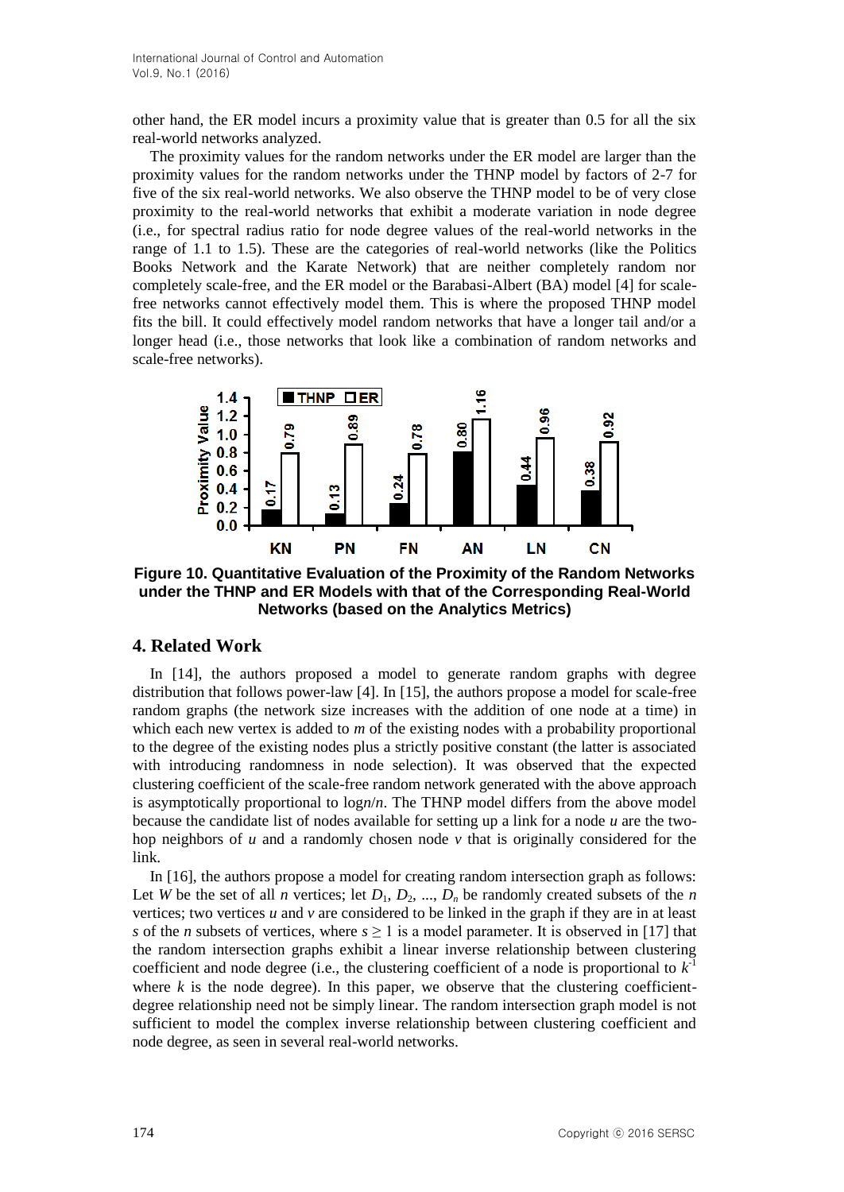other hand, the ER model incurs a proximity value that is greater than 0.5 for all the six real-world networks analyzed.

The proximity values for the random networks under the ER model are larger than the proximity values for the random networks under the THNP model by factors of 2-7 for five of the six real-world networks. We also observe the THNP model to be of very close proximity to the real-world networks that exhibit a moderate variation in node degree (i.e., for spectral radius ratio for node degree values of the real-world networks in the range of 1.1 to 1.5). These are the categories of real-world networks (like the Politics Books Network and the Karate Network) that are neither completely random nor completely scale-free, and the ER model or the Barabasi-Albert (BA) model [4] for scale-free networks cannot effectively model them. This is where the proposed THNP model fits the bill. It could effectively model random networks that have a longer tail and/or a longer head (i.e., those networks that look like a combination of random networks and scale-free networks).

| | KN | PN | FN | AN | LN | CN |
|---|---|---|---|---|---|---|
| THNP | 0.17 | 0.13 | 0.24 | 0.80 | 0.44 | 0.38 |
| ER | 0.79 | 0.89 | 0.78 | 1.16 | 0.96 | 0.92 |

**Figure 10. Quantitative Evaluation of the Proximity of the Random Networks under the THNP and ER Models with that of the Corresponding Real-World Networks (based on the Analytics Metrics)**

## 4. Related Work

In [14], the authors proposed a model to generate random graphs with degree distribution that follows power-law [4]. In [15], the authors propose a model for scale-free random graphs (the network size increases with the addition of one node at a time) in which each new vertex is added to $m$ of the existing nodes with a probability proportional to the degree of the existing nodes plus a strictly positive constant (the latter is associated with introducing randomness in node selection). It was observed that the expected clustering coefficient of the scale-free random network generated with the above approach is asymptotically proportional to $\log n/n$. The THNP model differs from the above model because the candidate list of nodes available for setting up a link for a node $u$ are the two-hop neighbors of $u$ and a randomly chosen node $v$ that is originally considered for the link.

In [16], the authors propose a model for creating random intersection graph as follows: Let $W$ be the set of all $n$ vertices; let $D_1, D_2, \ldots, D_n$ be randomly created subsets of the $n$ vertices; two vertices $u$ and $v$ are considered to be linked in the graph if they are in at least $s$ of the $n$ subsets of vertices, where $s \geq 1$ is a model parameter. It is observed in [17] that the random intersection graphs exhibit a linear inverse relationship between clustering coefficient and node degree (i.e., the clustering coefficient of a node is proportional to $k^{-1}$ where $k$ is the node degree). In this paper, we observe that the clustering coefficient-degree relationship need not be simply linear. The random intersection graph model is not sufficient to model the complex inverse relationship between clustering coefficient and node degree, as seen in several real-world networks.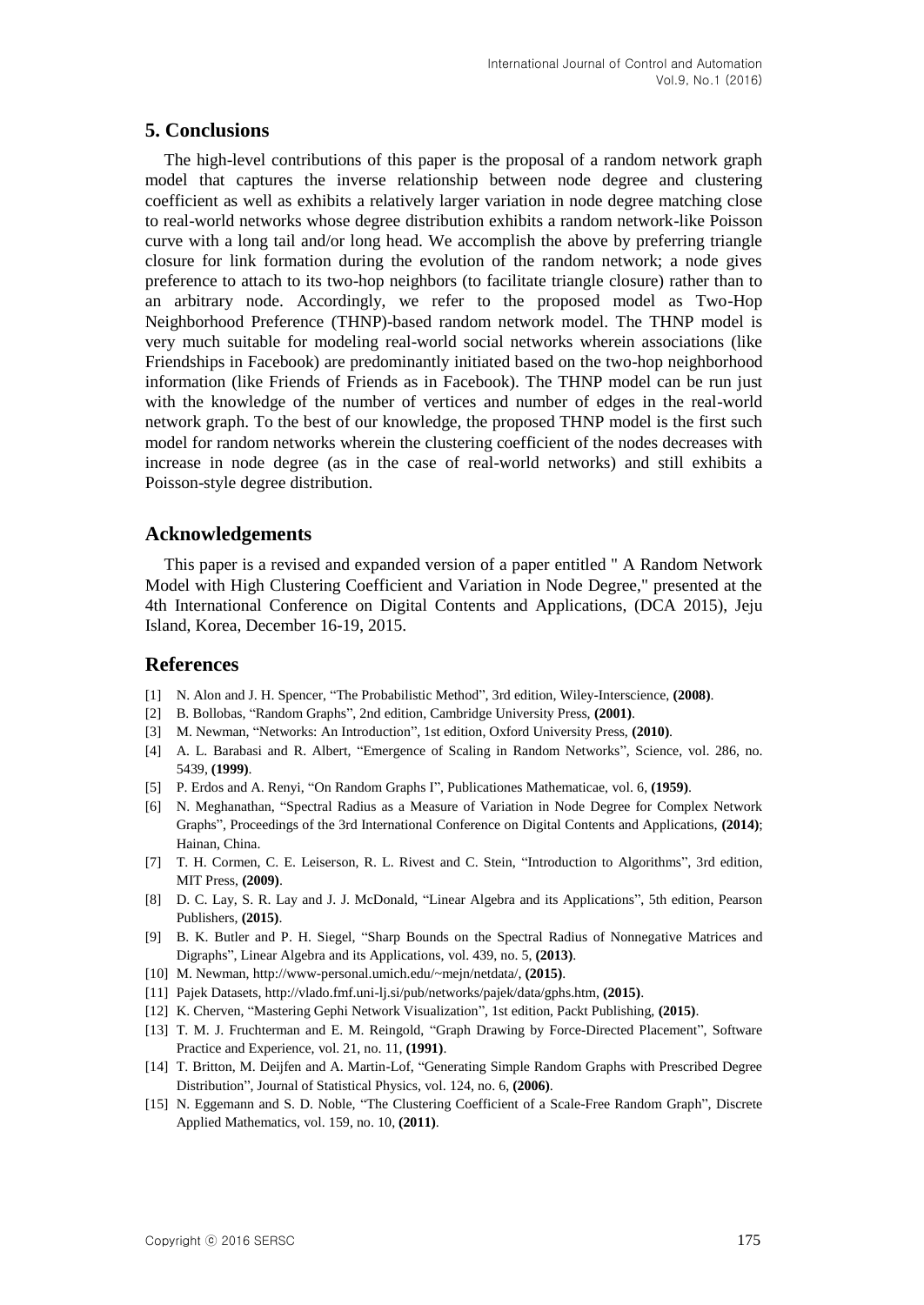## 5. Conclusions

The high-level contributions of this paper is the proposal of a random network graph model that captures the inverse relationship between node degree and clustering coefficient as well as exhibits a relatively larger variation in node degree matching close to real-world networks whose degree distribution exhibits a random network-like Poisson curve with a long tail and/or long head. We accomplish the above by preferring triangle closure for link formation during the evolution of the random network; a node gives preference to attach to its two-hop neighbors (to facilitate triangle closure) rather than to an arbitrary node. Accordingly, we refer to the proposed model as Two-Hop Neighborhood Preference (THNP)-based random network model. The THNP model is very much suitable for modeling real-world social networks wherein associations (like Friendships in Facebook) are predominantly initiated based on the two-hop neighborhood information (like Friends of Friends as in Facebook). The THNP model can be run just with the knowledge of the number of vertices and number of edges in the real-world network graph. To the best of our knowledge, the proposed THNP model is the first such model for random networks wherein the clustering coefficient of the nodes decreases with increase in node degree (as in the case of real-world networks) and still exhibits a Poisson-style degree distribution.

## Acknowledgements

This paper is a revised and expanded version of a paper entitled " A Random Network Model with High Clustering Coefficient and Variation in Node Degree," presented at the 4th International Conference on Digital Contents and Applications, (DCA 2015), Jeju Island, Korea, December 16-19, 2015.

## References

[1] N. Alon and J. H. Spencer, "The Probabilistic Method", 3rd edition, Wiley-Interscience, **(2008)**.

[2] B. Bollobas, "Random Graphs", 2nd edition, Cambridge University Press, **(2001)**.

[3] M. Newman, "Networks: An Introduction", 1st edition, Oxford University Press, **(2010)**.

[4] A. L. Barabasi and R. Albert, "Emergence of Scaling in Random Networks", Science, vol. 286, no. 5439, **(1999)**.

[5] P. Erdos and A. Renyi, "On Random Graphs I", Publicationes Mathematicae, vol. 6, **(1959)**.

[6] N. Meghanathan, "Spectral Radius as a Measure of Variation in Node Degree for Complex Network Graphs", Proceedings of the 3rd International Conference on Digital Contents and Applications, **(2014)**; Hainan, China.

[7] T. H. Cormen, C. E. Leiserson, R. L. Rivest and C. Stein, "Introduction to Algorithms", 3rd edition, MIT Press, **(2009)**.

[8] D. C. Lay, S. R. Lay and J. J. McDonald, "Linear Algebra and its Applications", 5th edition, Pearson Publishers, **(2015)**.

[9] B. K. Butler and P. H. Siegel, "Sharp Bounds on the Spectral Radius of Nonnegative Matrices and Digraphs", Linear Algebra and its Applications, vol. 439, no. 5, **(2013)**.

[10] M. Newman, http://www-personal.umich.edu/~mejn/netdata/, **(2015)**.

[11] Pajek Datasets, http://vlado.fmf.uni-lj.si/pub/networks/pajek/data/gphs.htm, **(2015)**.

[12] K. Cherven, "Mastering Gephi Network Visualization", 1st edition, Packt Publishing, **(2015)**.

[13] T. M. J. Fruchterman and E. M. Reingold, "Graph Drawing by Force-Directed Placement", Software Practice and Experience, vol. 21, no. 11, **(1991)**.

[14] T. Britton, M. Deijfen and A. Martin-Lof, "Generating Simple Random Graphs with Prescribed Degree Distribution", Journal of Statistical Physics, vol. 124, no. 6, **(2006)**.

[15] N. Eggemann and S. D. Noble, "The Clustering Coefficient of a Scale-Free Random Graph", Discrete Applied Mathematics, vol. 159, no. 10, **(2011)**.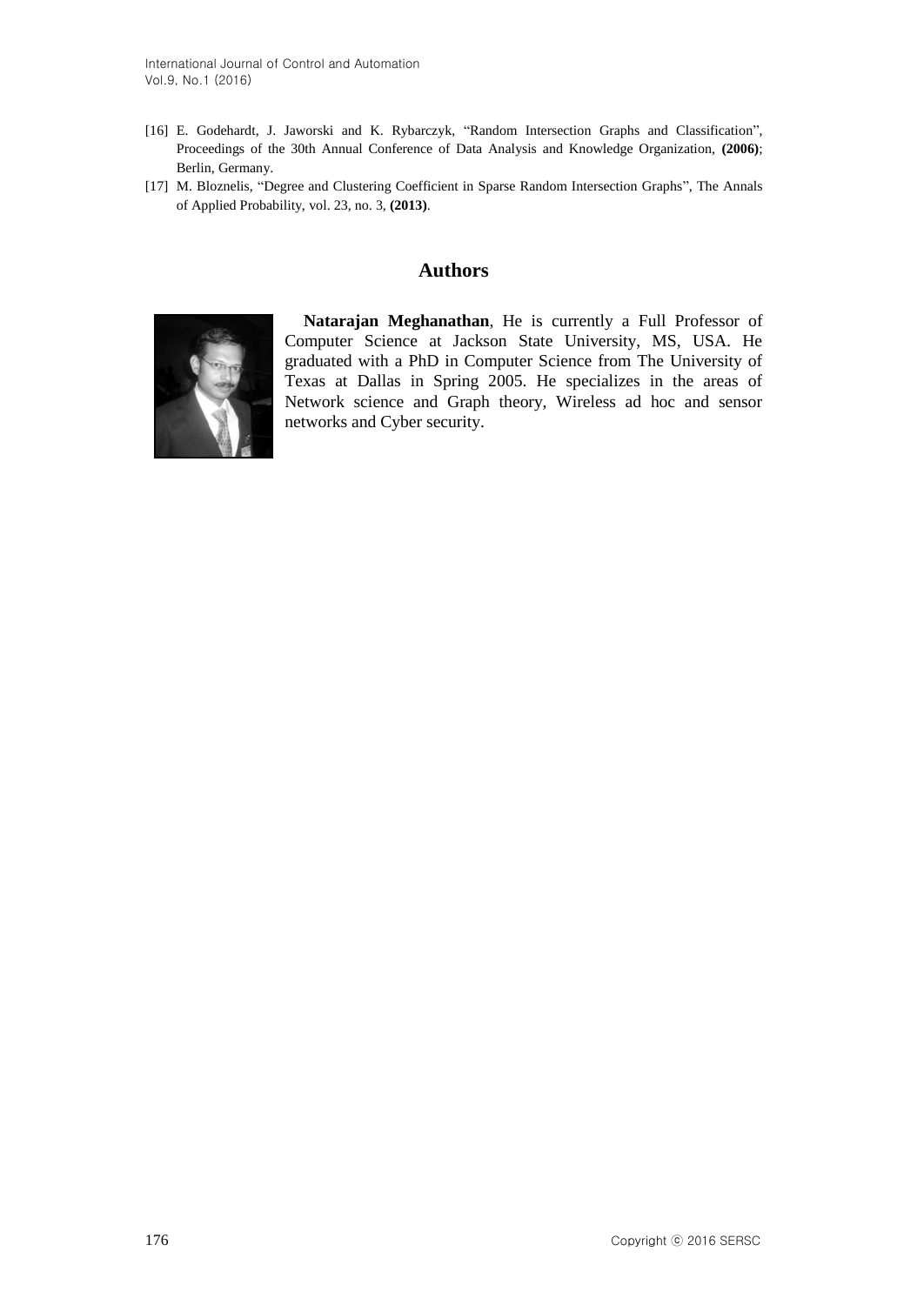[16] E. Godehardt, J. Jaworski and K. Rybarczyk, "Random Intersection Graphs and Classification", Proceedings of the 30th Annual Conference of Data Analysis and Knowledge Organization, **(2006)**; Berlin, Germany.

[17] M. Bloznelis, "Degree and Clustering Coefficient in Sparse Random Intersection Graphs", The Annals of Applied Probability, vol. 23, no. 3, **(2013)**.

## Authors

**Natarajan Meghanathan**, He is currently a Full Professor of Computer Science at Jackson State University, MS, USA. He graduated with a PhD in Computer Science from The University of Texas at Dallas in Spring 2005. He specializes in the areas of Network science and Graph theory, Wireless ad hoc and sensor networks and Cyber security.